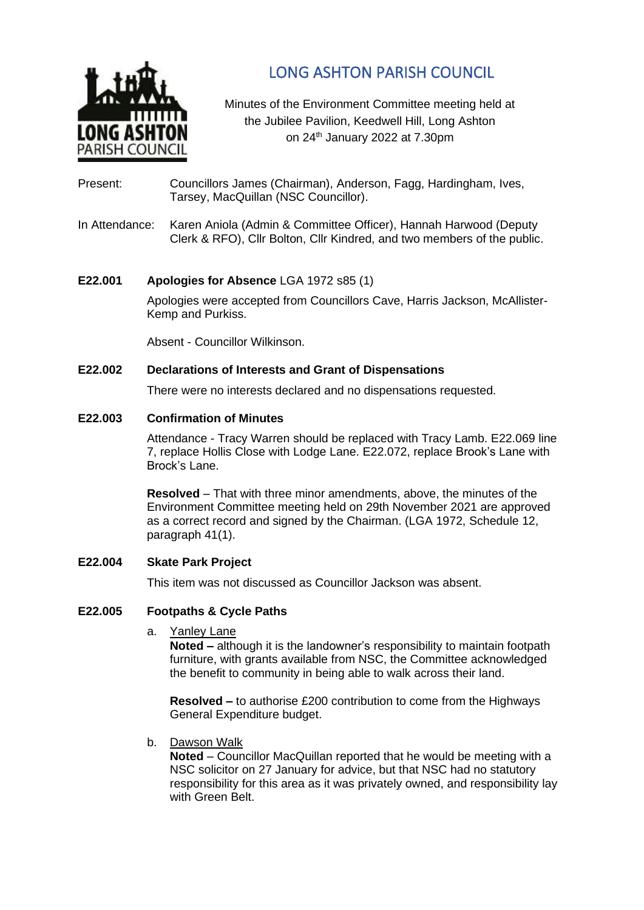# LONG ASHTON PARISH COUNCIL

Minutes of the Environment Committee meeting held at the Jubilee Pavilion, Keedwell Hill, Long Ashton on 24th January 2022 at 7.30pm

Present: Councillors James (Chairman), Anderson, Fagg, Hardingham, Ives, Tarsey, MacQuillan (NSC Councillor).

In Attendance: Karen Aniola (Admin & Committee Officer), Hannah Harwood (Deputy Clerk & RFO), Cllr Bolton, Cllr Kindred, and two members of the public.

**E22.001 Apologies for Absence** LGA 1972 s85 (1)

Apologies were accepted from Councillors Cave, Harris Jackson, McAllister-Kemp and Purkiss.

Absent - Councillor Wilkinson.

**E22.002 Declarations of Interests and Grant of Dispensations**

There were no interests declared and no dispensations requested.

**E22.003 Confirmation of Minutes**

Attendance - Tracy Warren should be replaced with Tracy Lamb. E22.069 line 7, replace Hollis Close with Lodge Lane. E22.072, replace Brook's Lane with Brock's Lane.

**Resolved** – That with three minor amendments, above, the minutes of the Environment Committee meeting held on 29th November 2021 are approved as a correct record and signed by the Chairman. (LGA 1972, Schedule 12, paragraph 41(1).

**E22.004 Skate Park Project**

This item was not discussed as Councillor Jackson was absent.

**E22.005 Footpaths & Cycle Paths**

a. Yanley Lane

**Noted –** although it is the landowner's responsibility to maintain footpath furniture, with grants available from NSC, the Committee acknowledged the benefit to community in being able to walk across their land.

**Resolved –** to authorise £200 contribution to come from the Highways General Expenditure budget.

b. Dawson Walk

**Noted** – Councillor MacQuillan reported that he would be meeting with a NSC solicitor on 27 January for advice, but that NSC had no statutory responsibility for this area as it was privately owned, and responsibility lay with Green Belt.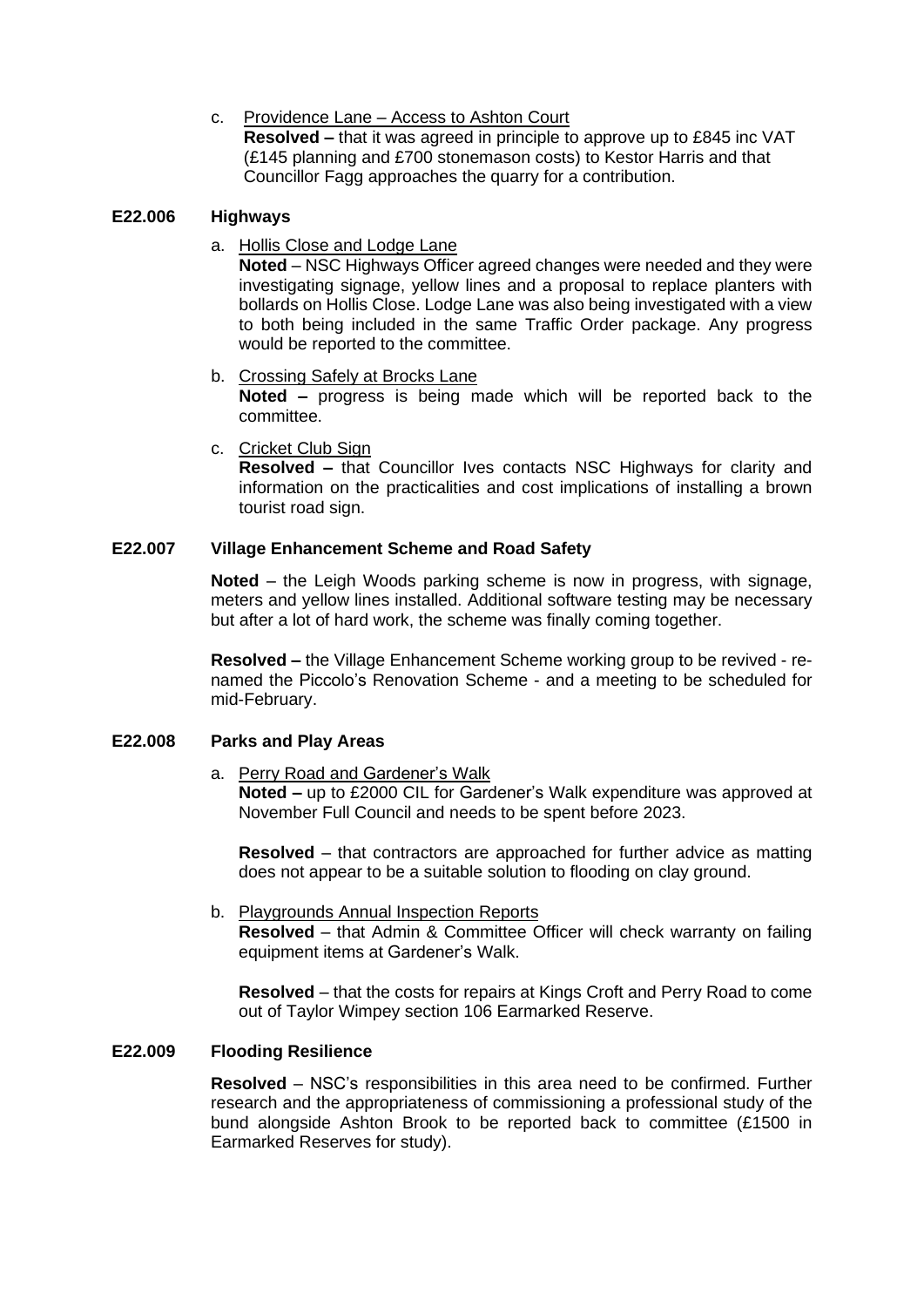c. Providence Lane – Access to Ashton Court
**Resolved –** that it was agreed in principle to approve up to £845 inc VAT (£145 planning and £700 stonemason costs) to Kestor Harris and that Councillor Fagg approaches the quarry for a contribution.

**E22.006 Highways**

a. Hollis Close and Lodge Lane
**Noted** – NSC Highways Officer agreed changes were needed and they were investigating signage, yellow lines and a proposal to replace planters with bollards on Hollis Close. Lodge Lane was also being investigated with a view to both being included in the same Traffic Order package. Any progress would be reported to the committee.

b. Crossing Safely at Brocks Lane
**Noted –** progress is being made which will be reported back to the committee.

c. Cricket Club Sign
**Resolved –** that Councillor Ives contacts NSC Highways for clarity and information on the practicalities and cost implications of installing a brown tourist road sign.

**E22.007 Village Enhancement Scheme and Road Safety**

**Noted** – the Leigh Woods parking scheme is now in progress, with signage, meters and yellow lines installed. Additional software testing may be necessary but after a lot of hard work, the scheme was finally coming together.

**Resolved –** the Village Enhancement Scheme working group to be revived - re-named the Piccolo's Renovation Scheme - and a meeting to be scheduled for mid-February.

**E22.008 Parks and Play Areas**

a. Perry Road and Gardener's Walk
**Noted –** up to £2000 CIL for Gardener's Walk expenditure was approved at November Full Council and needs to be spent before 2023.

**Resolved** – that contractors are approached for further advice as matting does not appear to be a suitable solution to flooding on clay ground.

b. Playgrounds Annual Inspection Reports
**Resolved** – that Admin & Committee Officer will check warranty on failing equipment items at Gardener's Walk.

**Resolved** – that the costs for repairs at Kings Croft and Perry Road to come out of Taylor Wimpey section 106 Earmarked Reserve.

**E22.009 Flooding Resilience**

**Resolved** – NSC's responsibilities in this area need to be confirmed. Further research and the appropriateness of commissioning a professional study of the bund alongside Ashton Brook to be reported back to committee (£1500 in Earmarked Reserves for study).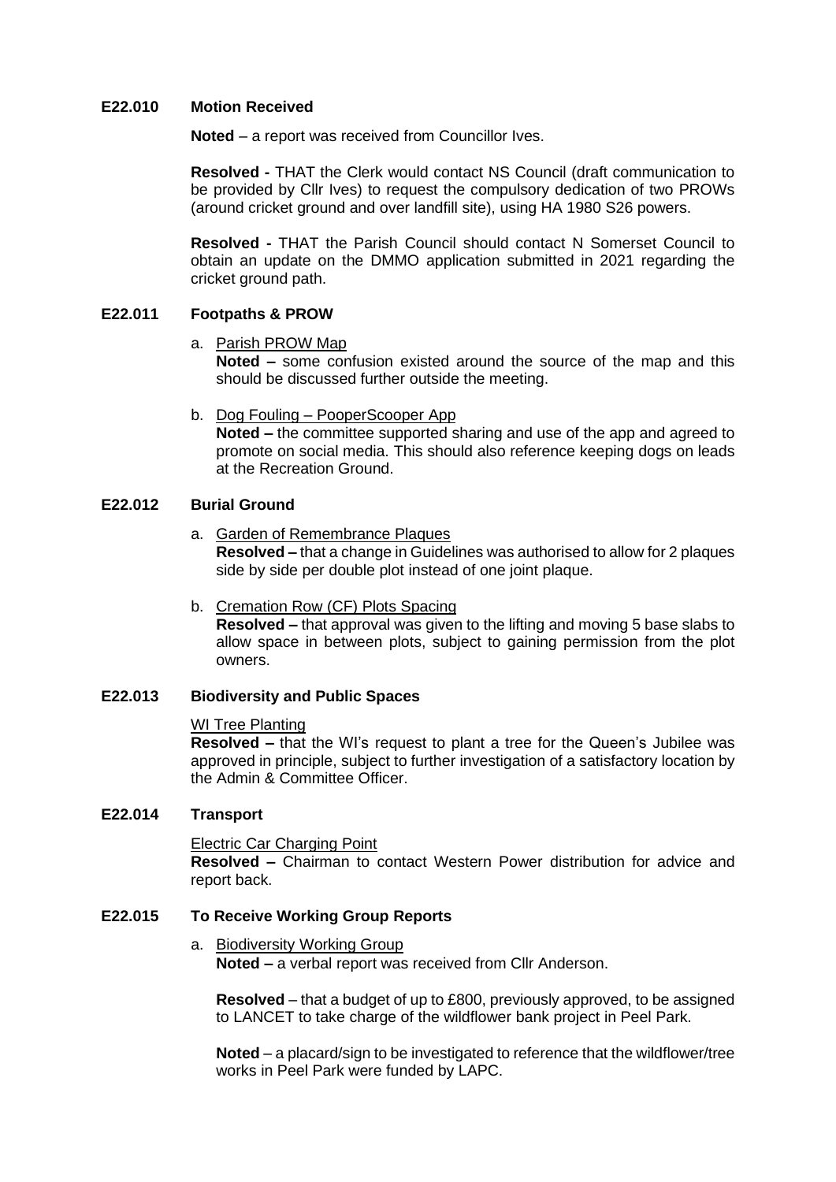## E22.010 Motion Received

**Noted** – a report was received from Councillor Ives.

**Resolved -** THAT the Clerk would contact NS Council (draft communication to be provided by Cllr Ives) to request the compulsory dedication of two PROWs (around cricket ground and over landfill site), using HA 1980 S26 powers.

**Resolved -** THAT the Parish Council should contact N Somerset Council to obtain an update on the DMMO application submitted in 2021 regarding the cricket ground path.

## E22.011 Footpaths & PROW

a. Parish PROW Map
   **Noted –** some confusion existed around the source of the map and this should be discussed further outside the meeting.

b. Dog Fouling – PooperScooper App
   **Noted –** the committee supported sharing and use of the app and agreed to promote on social media. This should also reference keeping dogs on leads at the Recreation Ground.

## E22.012 Burial Ground

a. Garden of Remembrance Plaques
   **Resolved –** that a change in Guidelines was authorised to allow for 2 plaques side by side per double plot instead of one joint plaque.

b. Cremation Row (CF) Plots Spacing
   **Resolved –** that approval was given to the lifting and moving 5 base slabs to allow space in between plots, subject to gaining permission from the plot owners.

## E22.013 Biodiversity and Public Spaces

WI Tree Planting
**Resolved –** that the WI's request to plant a tree for the Queen's Jubilee was approved in principle, subject to further investigation of a satisfactory location by the Admin & Committee Officer.

## E22.014 Transport

Electric Car Charging Point
**Resolved –** Chairman to contact Western Power distribution for advice and report back.

## E22.015 To Receive Working Group Reports

a. Biodiversity Working Group
   **Noted –** a verbal report was received from Cllr Anderson.

   **Resolved** – that a budget of up to £800, previously approved, to be assigned to LANCET to take charge of the wildflower bank project in Peel Park.

   **Noted** – a placard/sign to be investigated to reference that the wildflower/tree works in Peel Park were funded by LAPC.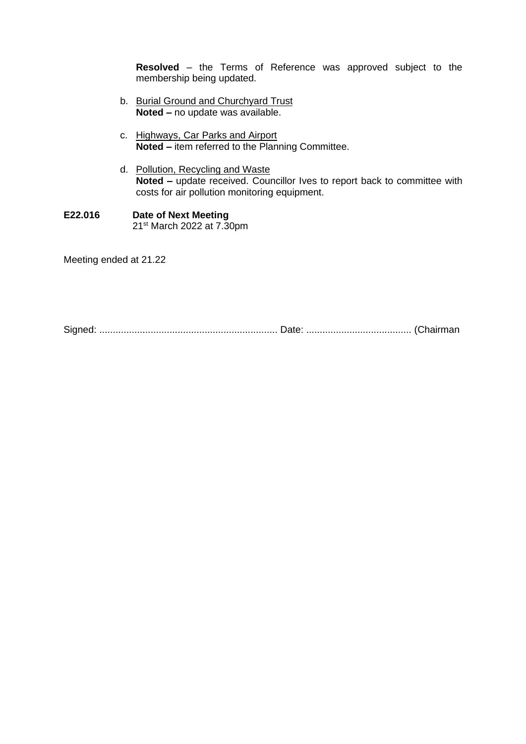**Resolved** – the Terms of Reference was approved subject to the membership being updated.

b. Burial Ground and Churchyard Trust
**Noted –** no update was available.

c. Highways, Car Parks and Airport
**Noted –** item referred to the Planning Committee.

d. Pollution, Recycling and Waste
**Noted –** update received. Councillor Ives to report back to committee with costs for air pollution monitoring equipment.

**E22.016 Date of Next Meeting**
21st March 2022 at 7.30pm

Meeting ended at 21.22

Signed: .................................................................. Date: ....................................... (Chairman